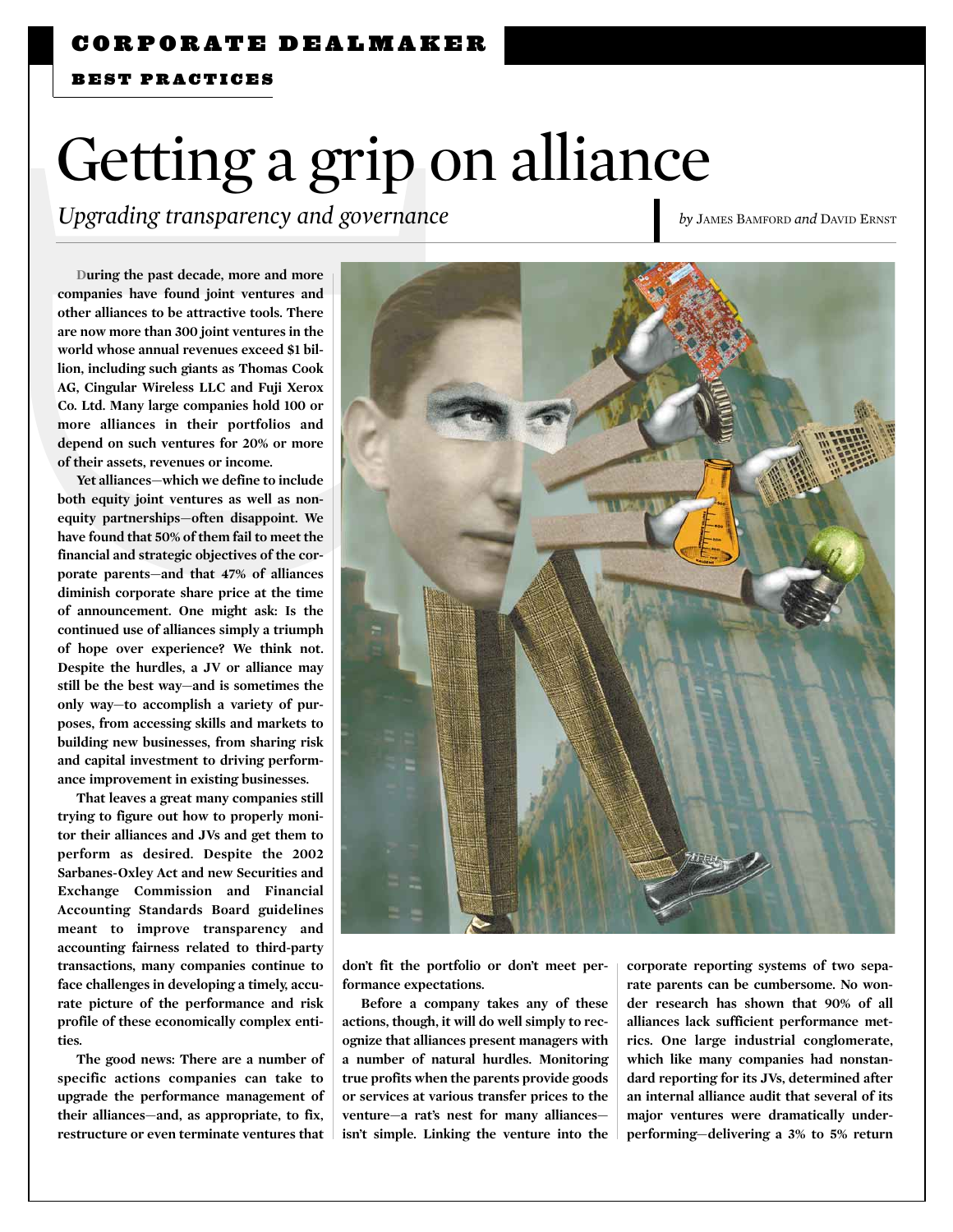CORPORATE DEALMAKER

BEST PRACTICES

# Getting a grip on alliance

*Upgrading transparency and governance*

*by* James Bamford *and* David Ernst

**During the past decade, more and more companies have found joint ventures and other alliances to be attractive tools. There are now more than 300 joint ventures in the world whose annual revenues exceed $1 billion, including such giants as Thomas Cook AG, Cingular Wireless LLC and Fuji Xerox Co. Ltd. Many large companies hold 100 or more alliances in their portfolios and depend on such ventures for 20% or more of their assets, revenues or income.**

**Yet alliances—which we define to include both equity joint ventures as well as non-equity partnerships—often disappoint. We have found that 50% of them fail to meet the financial and strategic objectives of the corporate parents—and that 47% of alliances diminish corporate share price at the time of announcement. One might ask: Is the continued use of alliances simply a triumph of hope over experience? We think not. Despite the hurdles, a JV or alliance may still be the best way—and is sometimes the only way—to accomplish a variety of purposes, from accessing skills and markets to building new businesses, from sharing risk and capital investment to driving performance improvement in existing businesses.**

**That leaves a great many companies still trying to figure out how to properly monitor their alliances and JVs and get them to perform as desired. Despite the 2002 Sarbanes-Oxley Act and new Securities and Exchange Commission and Financial Accounting Standards Board guidelines meant to improve transparency and accounting fairness related to third-party transactions, many companies continue to face challenges in developing a timely, accurate picture of the performance and risk profile of these economically complex entities.**

**The good news: There are a number of specific actions companies can take to upgrade the performance management of their alliances—and, as appropriate, to fix, restructure or even terminate ventures that don't fit the portfolio or don't meet performance expectations.**

**Before a company takes any of these actions, though, it will do well simply to recognize that alliances present managers with a number of natural hurdles. Monitoring true profits when the parents provide goods or services at various transfer prices to the venture—a rat's nest for many alliances—isn't simple. Linking the venture into the corporate reporting systems of two separate parents can be cumbersome. No wonder research has shown that 90% of all alliances lack sufficient performance metrics. One large industrial conglomerate, which like many companies had nonstandard reporting for its JVs, determined after an internal alliance audit that several of its major ventures were dramatically underperforming—delivering a 3% to 5% return**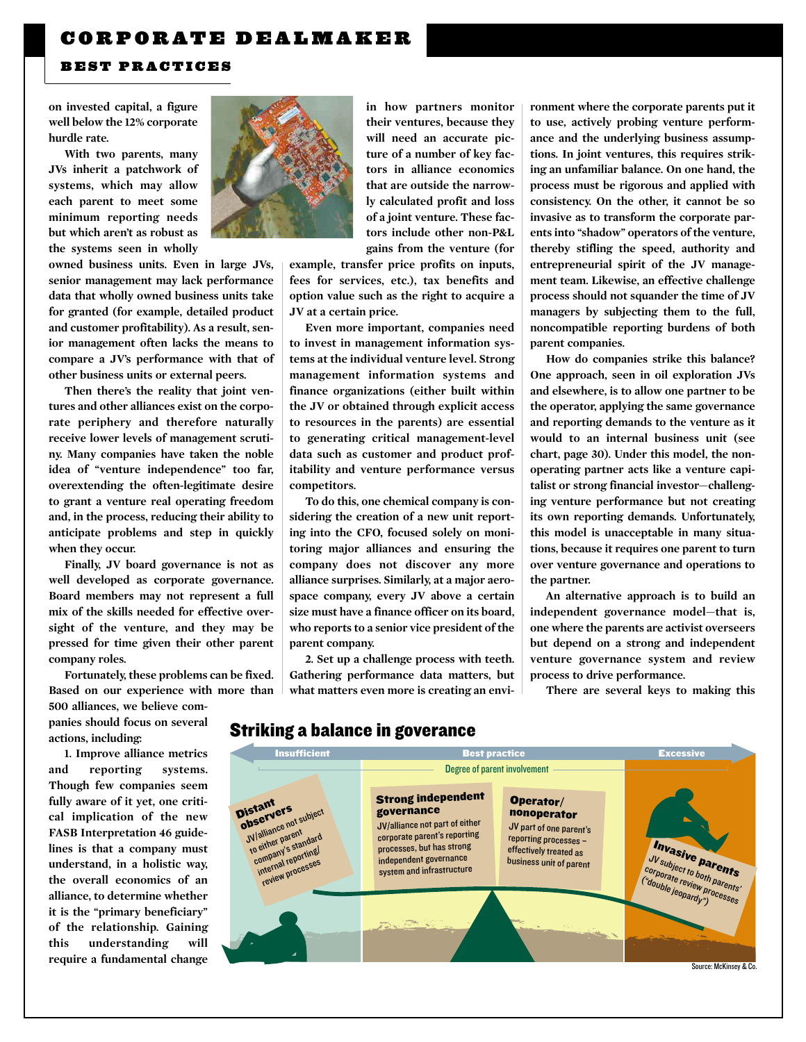on invested capital, a figure well below the 12% corporate hurdle rate.

With two parents, many JVs inherit a patchwork of systems, which may allow each parent to meet some minimum reporting needs but which aren't as robust as the systems seen in wholly owned business units. Even in large JVs, senior management may lack performance data that wholly owned business units take for granted (for example, detailed product and customer profitability). As a result, senior management often lacks the means to compare a JV's performance with that of other business units or external peers.

Then there's the reality that joint ventures and other alliances exist on the corporate periphery and therefore naturally receive lower levels of management scrutiny. Many companies have taken the noble idea of "venture independence" too far, overextending the often-legitimate desire to grant a venture real operating freedom and, in the process, reducing their ability to anticipate problems and step in quickly when they occur.

Finally, JV board governance is not as well developed as corporate governance. Board members may not represent a full mix of the skills needed for effective oversight of the venture, and they may be pressed for time given their other parent company roles.

Fortunately, these problems can be fixed. Based on our experience with more than 500 alliances, we believe companies should focus on several actions, including:

**1. Improve alliance metrics and reporting systems.** Though few companies seem fully aware of it yet, one critical implication of the new FASB Interpretation 46 guidelines is that a company must understand, in a holistic way, the overall economics of an alliance, to determine whether it is the "primary beneficiary" of the relationship. Gaining this understanding will require a fundamental change in how partners monitor their ventures, because they will need an accurate picture of a number of key factors in alliance economics that are outside the narrowly calculated profit and loss of a joint venture. These factors include other non-P&L gains from the venture (for example, transfer price profits on inputs, fees for services, etc.), tax benefits and option value such as the right to acquire a JV at a certain price.

Even more important, companies need to invest in management information systems at the individual venture level. Strong management information systems and finance organizations (either built within the JV or obtained through explicit access to resources in the parents) are essential to generating critical management-level data such as customer and product profitability and venture performance versus competitors.

To do this, one chemical company is considering the creation of a new unit reporting into the CFO, focused solely on monitoring major alliances and ensuring the company does not discover any more alliance surprises. Similarly, at a major aerospace company, every JV above a certain size must have a finance officer on its board, who reports to a senior vice president of the parent company.

**2. Set up a challenge process with teeth.** Gathering performance data matters, but what matters even more is creating an environment where the corporate parents put it to use, actively probing venture performance and the underlying business assumptions. In joint ventures, this requires striking an unfamiliar balance. On one hand, the process must be rigorous and applied with consistency. On the other, it cannot be so invasive as to transform the corporate parents into "shadow" operators of the venture, thereby stifling the speed, authority and entrepreneurial spirit of the JV management team. Likewise, an effective challenge process should not squander the time of JV managers by subjecting them to the full, noncompatible reporting burdens of both parent companies.

How do companies strike this balance? One approach, seen in oil exploration JVs and elsewhere, is to allow one partner to be the operator, applying the same governance and reporting demands to the venture as it would to an internal business unit (see chart, page 30). Under this model, the nonoperating partner acts like a venture capitalist or strong financial investor—challenging venture performance but not creating its own reporting demands. Unfortunately, this model is unacceptable in many situations, because it requires one parent to turn over venture governance and operations to the partner.

An alternative approach is to build an independent governance model—that is, one where the parents are activist overseers but depend on a strong and independent venture governance system and review process to drive performance.

There are several keys to making this

## Striking a balance in goverance

Insufficient — Best practice — Excessive

Degree of parent involvement

**Distant observers**
JV/alliance not subject to either parent company's standard internal reporting/review processes

**Strong independent governance**
JV/alliance not part of either corporate parent's reporting processes, but has strong independent governance system and infrastructure

**Operator/nonoperator**
JV part of one parent's reporting processes – effectively treated as business unit of parent

**Invasive parents**
JV subject to both parents' corporate review processes ("double jeopardy")

Source: McKinsey & Co.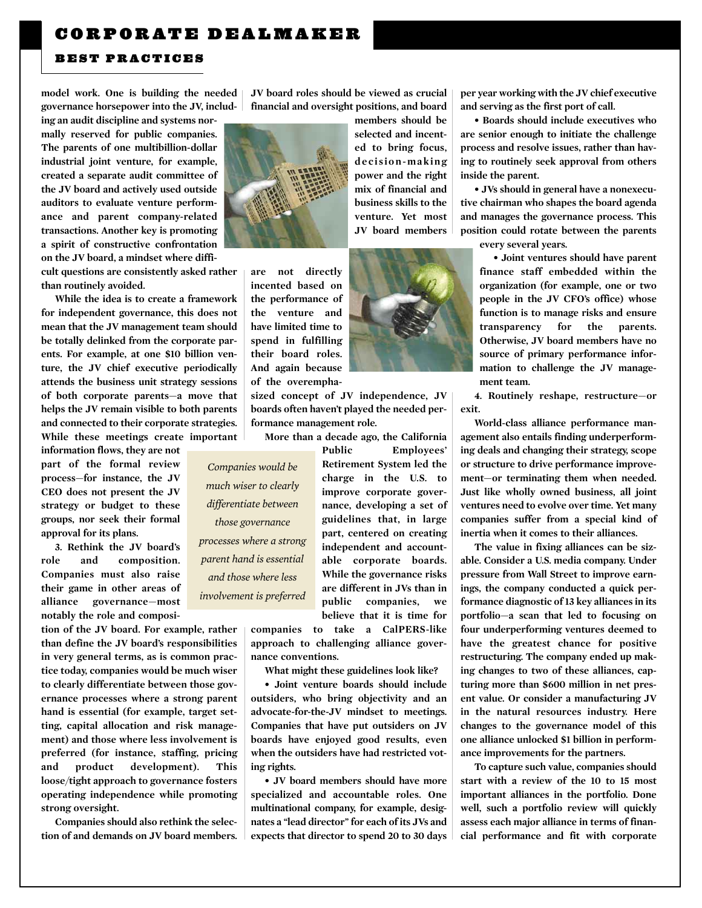model work. One is building the needed governance horsepower into the JV, including an audit discipline and systems normally reserved for public companies. The parents of one multibillion-dollar industrial joint venture, for example, created a separate audit committee of the JV board and actively used outside auditors to evaluate venture performance and parent company-related transactions. Another key is promoting a spirit of constructive confrontation on the JV board, a mindset where difficult questions are consistently asked rather than routinely avoided.

While the idea is to create a framework for independent governance, this does not mean that the JV management team should be totally delinked from the corporate parents. For example, at one $10 billion venture, the JV chief executive periodically attends the business unit strategy sessions of both corporate parents—a move that helps the JV remain visible to both parents and connected to their corporate strategies. While these meetings create important information flows, they are not part of the formal review process—for instance, the JV CEO does not present the JV strategy or budget to these groups, nor seek their formal approval for its plans.

**3. Rethink the JV board's role and composition.** Companies must also raise their game in other areas of alliance governance—most notably the role and composition of the JV board. For example, rather than define the JV board's responsibilities in very general terms, as is common practice today, companies would be much wiser to clearly differentiate between those governance processes where a strong parent hand is essential (for example, target setting, capital allocation and risk management) and those where less involvement is preferred (for instance, staffing, pricing and product development). This loose/tight approach to governance fosters operating independence while promoting strong oversight.

> *Companies would be much wiser to clearly differentiate between those governance processes where a strong parent hand is essential and those where less involvement is preferred*

Companies should also rethink the selection of and demands on JV board members. JV board roles should be viewed as crucial financial and oversight positions, and board members should be selected and incented to bring focus, decision-making power and the right mix of financial and business skills to the venture. Yet most JV board members are not directly incented based on the performance of the venture and have limited time to spend in fulfilling their board roles. And again because of the overemphasized concept of JV independence, JV boards often haven't played the needed performance management role.

More than a decade ago, the California Public Employees' Retirement System led the charge in the U.S. to improve corporate governance, developing a set of guidelines that, in large part, centered on creating independent and accountable corporate boards. While the governance risks are different in JVs than in public companies, we believe that it is time for companies to take a CalPERS-like approach to challenging alliance governance conventions.

What might these guidelines look like?

- Joint venture boards should include outsiders, who bring objectivity and an advocate-for-the-JV mindset to meetings. Companies that have put outsiders on JV boards have enjoyed good results, even when the outsiders have had restricted voting rights.
- JV board members should have more specialized and accountable roles. One multinational company, for example, designates a "lead director" for each of its JVs and expects that director to spend 20 to 30 days per year working with the JV chief executive and serving as the first port of call.
- Boards should include executives who are senior enough to initiate the challenge process and resolve issues, rather than having to routinely seek approval from others inside the parent.
- JVs should in general have a nonexecutive chairman who shapes the board agenda and manages the governance process. This position could rotate between the parents every several years.
- Joint ventures should have parent finance staff embedded within the organization (for example, one or two people in the JV CFO's office) whose function is to manage risks and ensure transparency for the parents. Otherwise, JV board members have no source of primary performance information to challenge the JV management team.

**4. Routinely reshape, restructure—or exit.**

World-class alliance performance management also entails finding underperforming deals and changing their strategy, scope or structure to drive performance improvement—or terminating them when needed. Just like wholly owned business, all joint ventures need to evolve over time. Yet many companies suffer from a special kind of inertia when it comes to their alliances.

The value in fixing alliances can be sizable. Consider a U.S. media company. Under pressure from Wall Street to improve earnings, the company conducted a quick performance diagnostic of 13 key alliances in its portfolio—a scan that led to focusing on four underperforming ventures deemed to have the greatest chance for positive restructuring. The company ended up making changes to two of these alliances, capturing more than $600 million in net present value. Or consider a manufacturing JV in the natural resources industry. Here changes to the governance model of this one alliance unlocked $1 billion in performance improvements for the partners.

To capture such value, companies should start with a review of the 10 to 15 most important alliances in the portfolio. Done well, such a portfolio review will quickly assess each major alliance in terms of financial performance and fit with corporate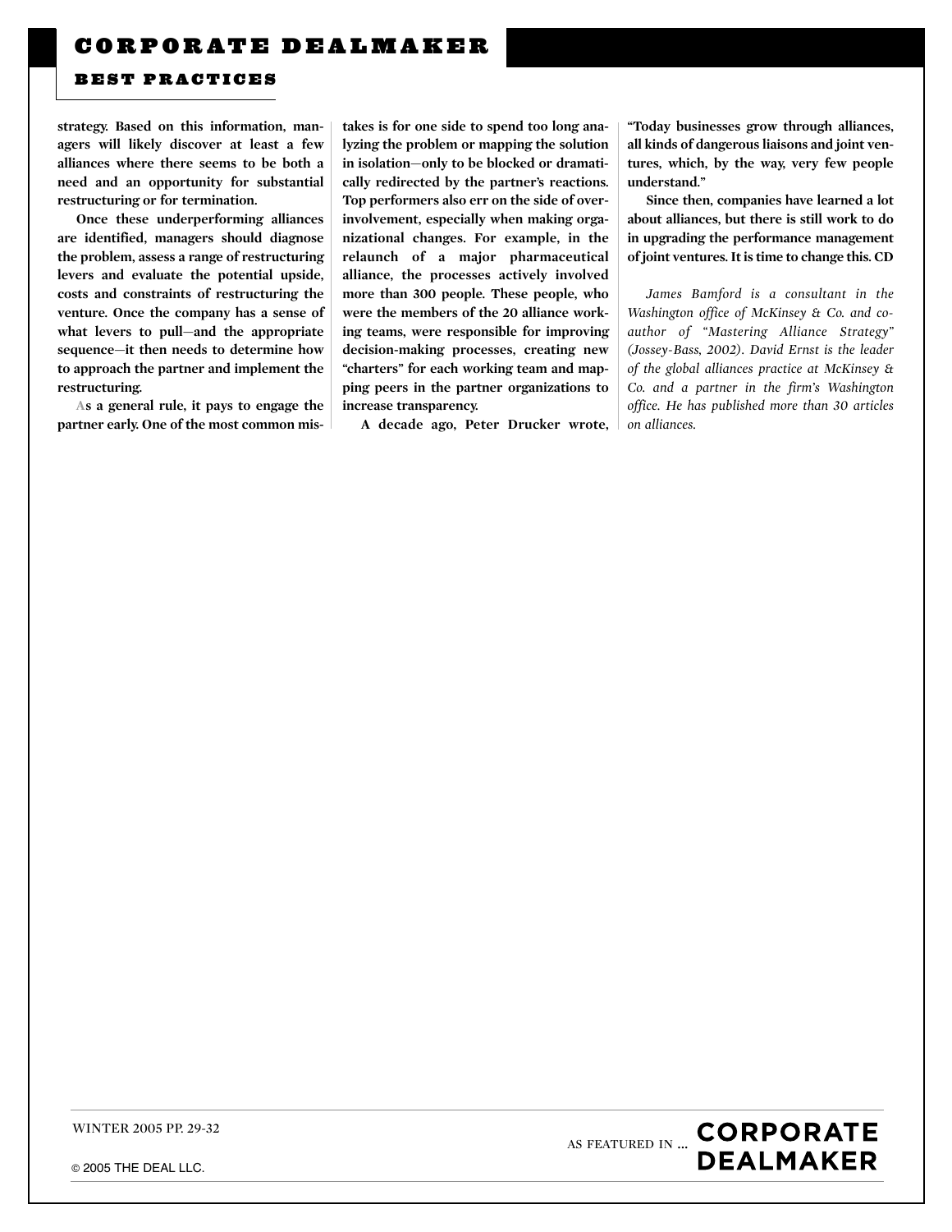**strategy. Based on this information, managers will likely discover at least a few alliances where there seems to be both a need and an opportunity for substantial restructuring or for termination.**

**Once these underperforming alliances are identified, managers should diagnose the problem, assess a range of restructuring levers and evaluate the potential upside, costs and constraints of restructuring the venture. Once the company has a sense of what levers to pull—and the appropriate sequence—it then needs to determine how to approach the partner and implement the restructuring.**

**As a general rule, it pays to engage the partner early. One of the most common mistakes is for one side to spend too long analyzing the problem or mapping the solution in isolation—only to be blocked or dramatically redirected by the partner's reactions. Top performers also err on the side of over-involvement, especially when making organizational changes. For example, in the relaunch of a major pharmaceutical alliance, the processes actively involved more than 300 people. These people, who were the members of the 20 alliance working teams, were responsible for improving decision-making processes, creating new "charters" for each working team and mapping peers in the partner organizations to increase transparency.**

**A decade ago, Peter Drucker wrote, "Today businesses grow through alliances, all kinds of dangerous liaisons and joint ventures, which, by the way, very few people understand."**

**Since then, companies have learned a lot about alliances, but there is still work to do in upgrading the performance management of joint ventures. It is time to change this. CD**

*James Bamford is a consultant in the Washington office of McKinsey & Co. and co-author of "Mastering Alliance Strategy" (Jossey-Bass, 2002). David Ernst is the leader of the global alliances practice at McKinsey & Co. and a partner in the firm's Washington office. He has published more than 30 articles on alliances.*

WINTER 2005 PP. 29-32

© 2005 THE DEAL LLC.

AS FEATURED IN ... CORPORATE DEALMAKER